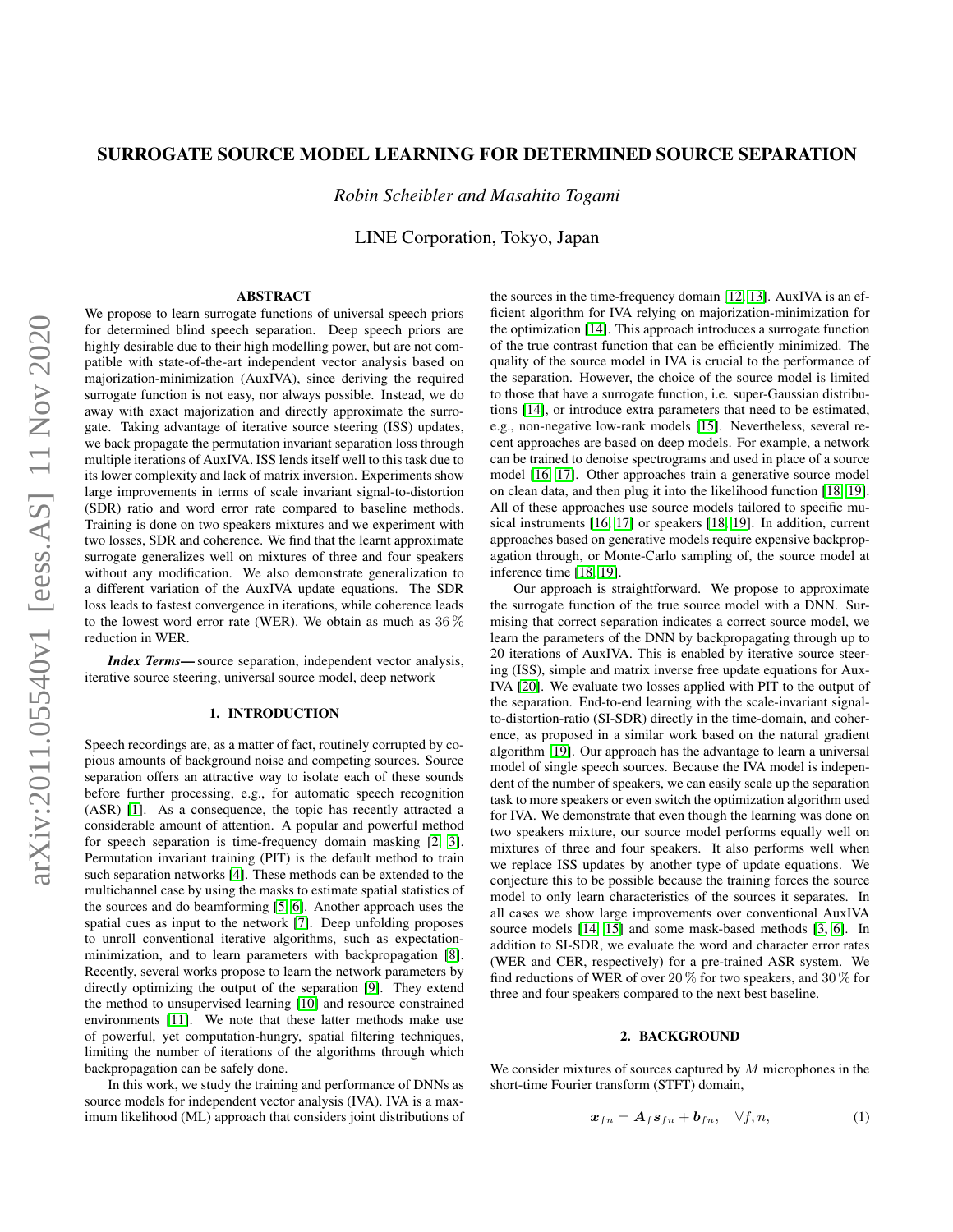# SURROGATE SOURCE MODEL LEARNING FOR DETERMINED SOURCE SEPARATION

*Robin Scheibler and Masahito Togami*

LINE Corporation, Tokyo, Japan

## ABSTRACT

We propose to learn surrogate functions of universal speech priors for determined blind speech separation. Deep speech priors are highly desirable due to their high modelling power, but are not compatible with state-of-the-art independent vector analysis based on majorization-minimization (AuxIVA), since deriving the required surrogate function is not easy, nor always possible. Instead, we do away with exact majorization and directly approximate the surrogate. Taking advantage of iterative source steering (ISS) updates, we back propagate the permutation invariant separation loss through multiple iterations of AuxIVA. ISS lends itself well to this task due to its lower complexity and lack of matrix inversion. Experiments show large improvements in terms of scale invariant signal-to-distortion (SDR) ratio and word error rate compared to baseline methods. Training is done on two speakers mixtures and we experiment with two losses, SDR and coherence. We find that the learnt approximate surrogate generalizes well on mixtures of three and four speakers without any modification. We also demonstrate generalization to a different variation of the AuxIVA update equations. The SDR loss leads to fastest convergence in iterations, while coherence leads to the lowest word error rate (WER). We obtain as much as 36 % reduction in WER.

***Index Terms***— source separation, independent vector analysis, iterative source steering, universal source model, deep network

## 1. INTRODUCTION

Speech recordings are, as a matter of fact, routinely corrupted by copious amounts of background noise and competing sources. Source separation offers an attractive way to isolate each of these sounds before further processing, e.g., for automatic speech recognition (ASR) [1]. As a consequence, the topic has recently attracted a considerable amount of attention. A popular and powerful method for speech separation is time-frequency domain masking [2, 3]. Permutation invariant training (PIT) is the default method to train such separation networks [4]. These methods can be extended to the multichannel case by using the masks to estimate spatial statistics of the sources and do beamforming [5, 6]. Another approach uses the spatial cues as input to the network [7]. Deep unfolding proposes to unroll conventional iterative algorithms, such as expectation-minimization, and to learn parameters with backpropagation [8]. Recently, several works propose to learn the network parameters by directly optimizing the output of the separation [9]. They extend the method to unsupervised learning [10] and resource constrained environments [11]. We note that these latter methods make use of powerful, yet computation-hungry, spatial filtering techniques, limiting the number of iterations of the algorithms through which backpropagation can be safely done.

In this work, we study the training and performance of DNNs as source models for independent vector analysis (IVA). IVA is a maximum likelihood (ML) approach that considers joint distributions of the sources in the time-frequency domain [12, 13]. AuxIVA is an efficient algorithm for IVA relying on majorization-minimization for the optimization [14]. This approach introduces a surrogate function of the true contrast function that can be efficiently minimized. The quality of the source model in IVA is crucial to the performance of the separation. However, the choice of the source model is limited to those that have a surrogate function, i.e. super-Gaussian distributions [14], or introduce extra parameters that need to be estimated, e.g., non-negative low-rank models [15]. Nevertheless, several recent approaches are based on deep models. For example, a network can be trained to denoise spectrograms and used in place of a source model [16, 17]. Other approaches train a generative source model on clean data, and then plug it into the likelihood function [18, 19]. All of these approaches use source models tailored to specific musical instruments [16, 17] or speakers [18, 19]. In addition, current approaches based on generative models require expensive backpropagation through, or Monte-Carlo sampling of, the source model at inference time [18, 19].

Our approach is straightforward. We propose to approximate the surrogate function of the true source model with a DNN. Surmising that correct separation indicates a correct source model, we learn the parameters of the DNN by backpropagating through up to 20 iterations of AuxIVA. This is enabled by iterative source steering (ISS), simple and matrix inverse free update equations for AuxIVA [20]. We evaluate two losses applied with PIT to the output of the separation. End-to-end learning with the scale-invariant signal-to-distortion-ratio (SI-SDR) directly in the time-domain, and coherence, as proposed in a similar work based on the natural gradient algorithm [19]. Our approach has the advantage to learn a universal model of single speech sources. Because the IVA model is independent of the number of speakers, we can easily scale up the separation task to more speakers or even switch the optimization algorithm used for IVA. We demonstrate that even though the learning was done on two speakers mixture, our source model performs equally well on mixtures of three and four speakers. It also performs well when we replace ISS updates by another type of update equations. We conjecture this to be possible because the training forces the source model to only learn characteristics of the sources it separates. In all cases we show large improvements over conventional AuxIVA source models [14, 15] and some mask-based methods [3, 6]. In addition to SI-SDR, we evaluate the word and character error rates (WER and CER, respectively) for a pre-trained ASR system. We find reductions of WER of over 20 % for two speakers, and 30 % for three and four speakers compared to the next best baseline.

## 2. BACKGROUND

We consider mixtures of sources captured by $M$ microphones in the short-time Fourier transform (STFT) domain,

$$\boldsymbol{x}_{fn} = \boldsymbol{A}_f \boldsymbol{s}_{fn} + \boldsymbol{b}_{fn}, \quad \forall f, n, \tag{1}$$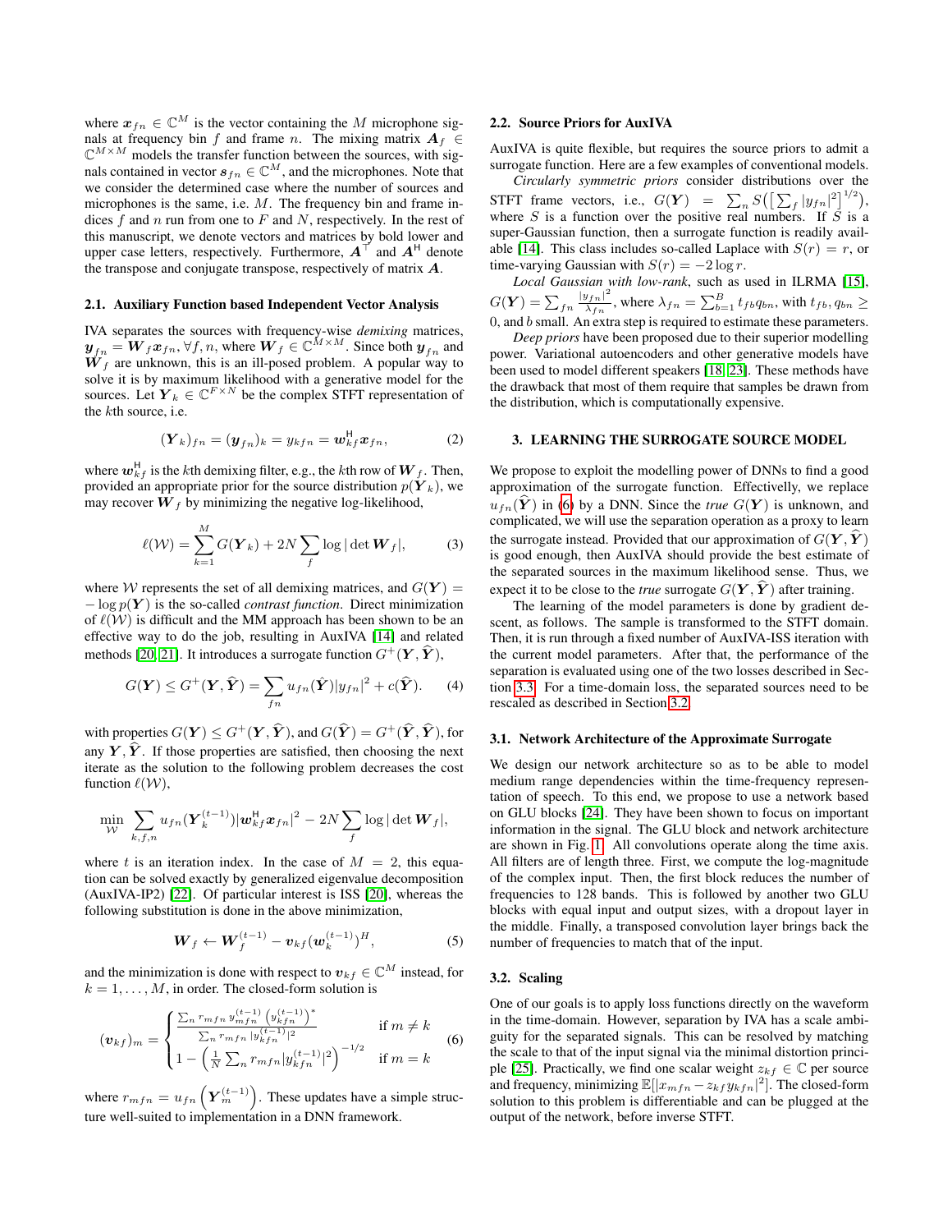where $\boldsymbol{x}_{fn} \in \mathbb{C}^M$ is the vector containing the $M$ microphone signals at frequency bin $f$ and frame $n$. The mixing matrix $\boldsymbol{A}_f \in \mathbb{C}^{M \times M}$ models the transfer function between the sources, with signals contained in vector $\boldsymbol{s}_{fn} \in \mathbb{C}^M$, and the microphones. Note that we consider the determined case where the number of sources and microphones is the same, i.e. $M$. The frequency bin and frame indices $f$ and $n$ run from one to $F$ and $N$, respectively. In the rest of this manuscript, we denote vectors and matrices by bold lower and upper case letters, respectively. Furthermore, $\boldsymbol{A}^\top$ and $\boldsymbol{A}^\mathsf{H}$ denote the transpose and conjugate transpose, respectively of matrix $\boldsymbol{A}$.

### 2.1. Auxiliary Function based Independent Vector Analysis

IVA separates the sources with frequency-wise *demixing* matrices, $\boldsymbol{y}_{fn} = \boldsymbol{W}_f \boldsymbol{x}_{fn}, \forall f, n$, where $\boldsymbol{W}_f \in \mathbb{C}^{M \times M}$. Since both $\boldsymbol{y}_{fn}$ and $\boldsymbol{W}_f$ are unknown, this is an ill-posed problem. A popular way to solve it is by maximum likelihood with a generative model for the sources. Let $\boldsymbol{Y}_k \in \mathbb{C}^{F \times N}$ be the complex STFT representation of the $k$th source, i.e.

$$(\boldsymbol{Y}_k)_{fn} = (\boldsymbol{y}_{fn})_k = y_{kfn} = \boldsymbol{w}_{kf}^\mathsf{H} \boldsymbol{x}_{fn}, \tag{2}$$

where $\boldsymbol{w}_{kf}^\mathsf{H}$ is the $k$th demixing filter, e.g., the $k$th row of $\boldsymbol{W}_f$. Then, provided an appropriate prior for the source distribution $p(\boldsymbol{Y}_k)$, we may recover $\boldsymbol{W}_f$ by minimizing the negative log-likelihood,

$$\ell(\mathcal{W}) = \sum_{k=1}^{M} G(\boldsymbol{Y}_k) + 2N \sum_f \log |\det \boldsymbol{W}_f|, \tag{3}$$

where $\mathcal{W}$ represents the set of all demixing matrices, and $G(\boldsymbol{Y}) = -\log p(\boldsymbol{Y})$ is the so-called *contrast function*. Direct minimization of $\ell(\mathcal{W})$ is difficult and the MM approach has been shown to be an effective way to do the job, resulting in AuxIVA [14] and related methods [20, 21]. It introduces a surrogate function $G^+(\boldsymbol{Y}, \widehat{\boldsymbol{Y}})$,

$$G(\boldsymbol{Y}) \leq G^+(\boldsymbol{Y}, \widehat{\boldsymbol{Y}}) = \sum_{fn} u_{fn}(\widehat{\boldsymbol{Y}}) |y_{fn}|^2 + c(\widehat{\boldsymbol{Y}}). \tag{4}$$

with properties $G(\boldsymbol{Y}) \leq G^+(\boldsymbol{Y}, \widehat{\boldsymbol{Y}})$, and $G(\widehat{\boldsymbol{Y}}) = G^+(\widehat{\boldsymbol{Y}}, \widehat{\boldsymbol{Y}})$, for any $\boldsymbol{Y}, \widehat{\boldsymbol{Y}}$. If those properties are satisfied, then choosing the next iterate as the solution to the following problem decreases the cost function $\ell(\mathcal{W})$,

$$\min_{\mathcal{W}} \sum_{k,f,n} u_{fn}(\boldsymbol{Y}_k^{(t-1)}) |\boldsymbol{w}_{kf}^\mathsf{H} \boldsymbol{x}_{fn}|^2 - 2N \sum_f \log |\det \boldsymbol{W}_f|,$$

where $t$ is an iteration index. In the case of $M = 2$, this equation can be solved exactly by generalized eigenvalue decomposition (AuxIVA-IP2) [22]. Of particular interest is ISS [20], whereas the following substitution is done in the above minimization,

$$\boldsymbol{W}_f \leftarrow \boldsymbol{W}_f^{(t-1)} - \boldsymbol{v}_{kf} (\boldsymbol{w}_k^{(t-1)})^H, \tag{5}$$

and the minimization is done with respect to $\boldsymbol{v}_{kf} \in \mathbb{C}^M$ instead, for $k = 1, \ldots, M$, in order. The closed-form solution is

$$(\boldsymbol{v}_{kf})_m = \begin{cases} \dfrac{\sum_n r_{mfn} \, y_{mfn}^{(t-1)} \left(y_{kfn}^{(t-1)}\right)^*}{\sum_n r_{mfn} |y_{kfn}^{(t-1)}|^2} & \text{if } m \neq k \\ 1 - \left(\frac{1}{N} \sum_n r_{mfn} |y_{kfn}^{(t-1)}|^2\right)^{-1/2} & \text{if } m = k \end{cases} \tag{6}$$

where $r_{mfn} = u_{fn}\left(\boldsymbol{Y}_m^{(t-1)}\right)$. These updates have a simple structure well-suited to implementation in a DNN framework.

### 2.2. Source Priors for AuxIVA

AuxIVA is quite flexible, but requires the source priors to admit a surrogate function. Here are a few examples of conventional models.

*Circularly symmetric priors* consider distributions over the STFT frame vectors, i.e., $G(\boldsymbol{Y}) = \sum_n S\big(\big[\sum_f |y_{fn}|^2\big]^{1/2}\big)$, where $S$ is a function over the positive real numbers. If $S$ is a super-Gaussian function, then a surrogate function is readily available [14]. This class includes so-called Laplace with $S(r) = r$, or time-varying Gaussian with $S(r) = -2 \log r$.

*Local Gaussian with low-rank*, such as used in ILRMA [15], $G(\boldsymbol{Y}) = \sum_{fn} \frac{|y_{fn}|^2}{\lambda_{fn}}$, where $\lambda_{fn} = \sum_{b=1}^{B} t_{fb} q_{bn}$, with $t_{fb}, q_{bn} \geq 0$, and $b$ small. An extra step is required to estimate these parameters.

*Deep priors* have been proposed due to their superior modelling power. Variational autoencoders and other generative models have been used to model different speakers [18, 23]. These methods have the drawback that most of them require that samples be drawn from the distribution, which is computationally expensive.

## 3. LEARNING THE SURROGATE SOURCE MODEL

We propose to exploit the modelling power of DNNs to find a good approximation of the surrogate function. Effectivelly, we replace $u_{fn}(\widehat{\boldsymbol{Y}})$ in (6) by a DNN. Since the *true* $G(\boldsymbol{Y})$ is unknown, and complicated, we will use the separation operation as a proxy to learn the surrogate instead. Provided that our approximation of $G(\boldsymbol{Y}, \widehat{\boldsymbol{Y}})$ is good enough, then AuxIVA should provide the best estimate of the separated sources in the maximum likelihood sense. Thus, we expect it to be close to the *true* surrogate $G(\boldsymbol{Y}, \widehat{\boldsymbol{Y}})$ after training.

The learning of the model parameters is done by gradient descent, as follows. The sample is transformed to the STFT domain. Then, it is run through a fixed number of AuxIVA-ISS iteration with the current model parameters. After that, the performance of the separation is evaluated using one of the two losses described in Section 3.3. For a time-domain loss, the separated sources need to be rescaled as described in Section 3.2.

### 3.1. Network Architecture of the Approximate Surrogate

We design our network architecture so as to be able to model medium range dependencies within the time-frequency representation of speech. To this end, we propose to use a network based on GLU blocks [24]. They have been shown to focus on important information in the signal. The GLU block and network architecture are shown in Fig. 1. All convolutions operate along the time axis. All filters are of length three. First, we compute the log-magnitude of the complex input. Then, the first block reduces the number of frequencies to 128 bands. This is followed by another two GLU blocks with equal input and output sizes, with a dropout layer in the middle. Finally, a transposed convolution layer brings back the number of frequencies to match that of the input.

### 3.2. Scaling

One of our goals is to apply loss functions directly on the waveform in the time-domain. However, separation by IVA has a scale ambiguity for the separated signals. This can be resolved by matching the scale to that of the input signal via the minimal distortion principle [25]. Practically, we find one scalar weight $z_{kf} \in \mathbb{C}$ per source and frequency, minimizing $\mathbb{E}[|x_{mfn} - z_{kf} y_{kfn}|^2]$. The closed-form solution to this problem is differentiable and can be plugged at the output of the network, before inverse STFT.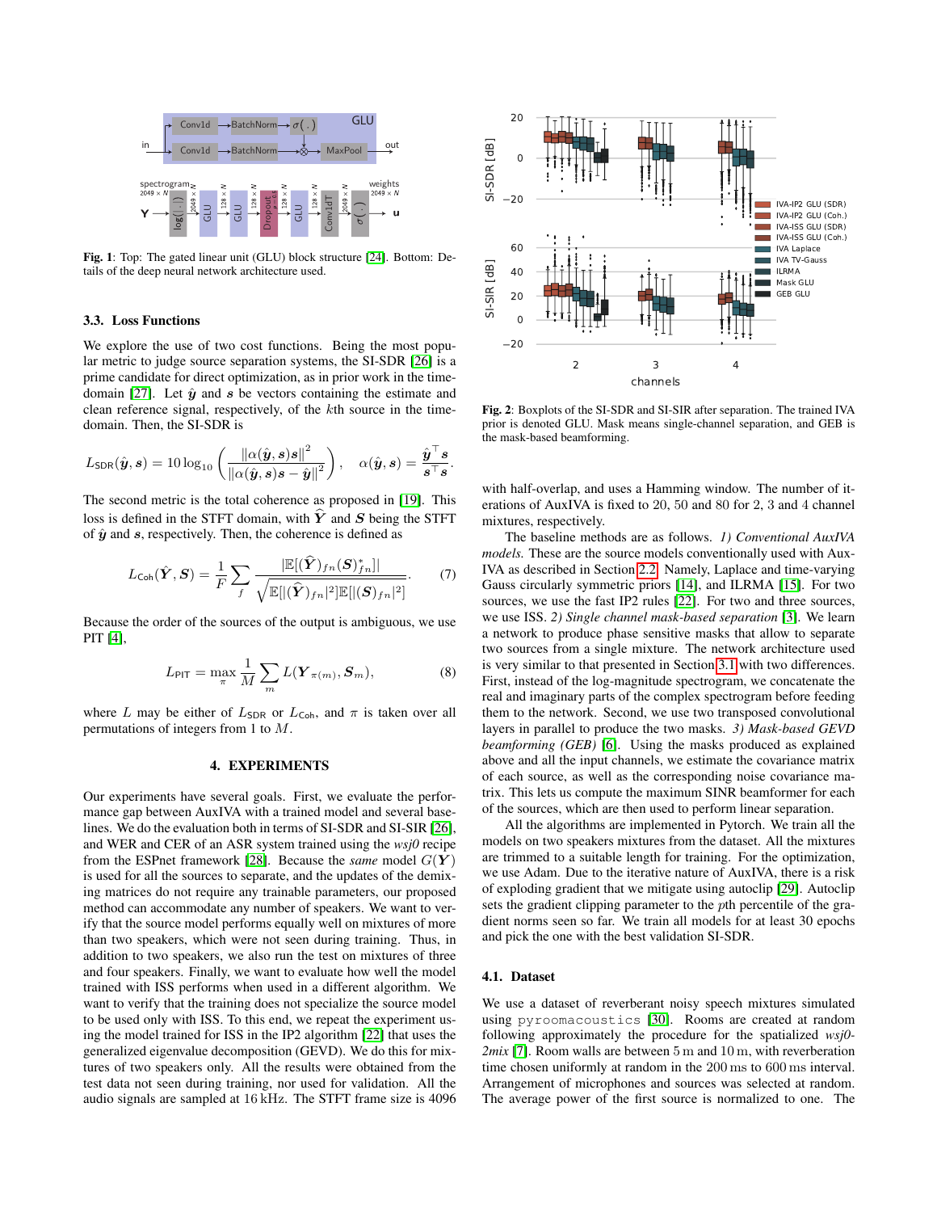**Fig. 1**: Top: The gated linear unit (GLU) block structure [24]. Bottom: Details of the deep neural network architecture used.

### 3.3. Loss Functions

We explore the use of two cost functions. Being the most popular metric to judge source separation systems, the SI-SDR [26] is a prime candidate for direct optimization, as in prior work in the time-domain [27]. Let $\hat{\boldsymbol{y}}$ and $\boldsymbol{s}$ be vectors containing the estimate and clean reference signal, respectively, of the $k$th source in the time-domain. Then, the SI-SDR is

$$L_{\mathsf{SDR}}(\hat{\boldsymbol{y}}, \boldsymbol{s}) = 10 \log_{10} \left( \frac{\|\alpha(\hat{\boldsymbol{y}}, \boldsymbol{s})\boldsymbol{s}\|^2}{\|\alpha(\hat{\boldsymbol{y}}, \boldsymbol{s})\boldsymbol{s} - \hat{\boldsymbol{y}}\|^2} \right), \quad \alpha(\hat{\boldsymbol{y}}, \boldsymbol{s}) = \frac{\hat{\boldsymbol{y}}^\top \boldsymbol{s}}{\boldsymbol{s}^\top \boldsymbol{s}}.$$

The second metric is the total coherence as proposed in [19]. This loss is defined in the STFT domain, with $\widehat{\boldsymbol{Y}}$ and $\boldsymbol{S}$ being the STFT of $\hat{\boldsymbol{y}}$ and $\boldsymbol{s}$, respectively. Then, the coherence is defined as

$$L_{\mathsf{Coh}}(\hat{\boldsymbol{Y}}, \boldsymbol{S}) = \frac{1}{F} \sum_f \frac{|\mathbb{E}[(\widehat{\boldsymbol{Y}})_{fn} (\boldsymbol{S})^*_{fn}]|}{\sqrt{\mathbb{E}[|(\widehat{\boldsymbol{Y}})_{fn}|^2] \mathbb{E}[|(\boldsymbol{S})_{fn}|^2]}}. \tag{7}$$

Because the order of the sources of the output is ambiguous, we use PIT [4],

$$L_{\mathsf{PIT}} = \max_{\pi} \frac{1}{M} \sum_m L(\boldsymbol{Y}_{\pi(m)}, \boldsymbol{S}_m), \tag{8}$$

where $L$ may be either of $L_{\mathsf{SDR}}$ or $L_{\mathsf{Coh}}$, and $\pi$ is taken over all permutations of integers from 1 to $M$.

## 4. EXPERIMENTS

Our experiments have several goals. First, we evaluate the performance gap between AuxIVA with a trained model and several baselines. We do the evaluation both in terms of SI-SDR and SI-SIR [26], and WER and CER of an ASR system trained using the *wsj0* recipe from the ESPnet framework [28]. Because the *same* model $G(\boldsymbol{Y})$ is used for all the sources to separate, and the updates of the demixing matrices do not require any trainable parameters, our proposed method can accommodate any number of speakers. We want to verify that the source model performs equally well on mixtures of more than two speakers, which were not seen during training. Thus, in addition to two speakers, we also run the test on mixtures of three and four speakers. Finally, we want to evaluate how well the model trained with ISS performs when used in a different algorithm. We want to verify that the training does not specialize the source model to be used only with ISS. To this end, we repeat the experiment using the model trained for ISS in the IP2 algorithm [22] that uses the generalized eigenvalue decomposition (GEVD). We do this for mixtures of two speakers only. All the results were obtained from the test data not seen during training, nor used for validation. All the audio signals are sampled at 16 kHz. The STFT frame size is 4096 with half-overlap, and uses a Hamming window. The number of iterations of AuxIVA is fixed to 20, 50 and 80 for 2, 3 and 4 channel mixtures, respectively.

**Fig. 2**: Boxplots of the SI-SDR and SI-SIR after separation. The trained IVA prior is denoted GLU. Mask means single-channel separation, and GEB is the mask-based beamforming.

The baseline methods are as follows. *1) Conventional AuxIVA models.* These are the source models conventionally used with AuxIVA as described in Section 2.2. Namely, Laplace and time-varying Gauss circularly symmetric priors [14], and ILRMA [15]. For two sources, we use the fast IP2 rules [22]. For two and three sources, we use ISS. *2) Single channel mask-based separation* [3]. We learn a network to produce phase sensitive masks that allow to separate two sources from a single mixture. The network architecture used is very similar to that presented in Section 3.1 with two differences. First, instead of the log-magnitude spectrogram, we concatenate the real and imaginary parts of the complex spectrogram before feeding them to the network. Second, we use two transposed convolutional layers in parallel to produce the two masks. *3) Mask-based GEVD beamforming (GEB)* [6]. Using the masks produced as explained above and all the input channels, we estimate the covariance matrix of each source, as well as the corresponding noise covariance matrix. This lets us compute the maximum SINR beamformer for each of the sources, which are then used to perform linear separation.

All the algorithms are implemented in Pytorch. We train all the models on two speakers mixtures from the dataset. All the mixtures are trimmed to a suitable length for training. For the optimization, we use Adam. Due to the iterative nature of AuxIVA, there is a risk of exploding gradient that we mitigate using autoclip [29]. Autoclip sets the gradient clipping parameter to the $p$th percentile of the gradient norms seen so far. We train all models for at least 30 epochs and pick the one with the best validation SI-SDR.

### 4.1. Dataset

We use a dataset of reverberant noisy speech mixtures simulated using `pyroomacoustics` [30]. Rooms are created at random following approximately the procedure for the spatialized *wsj0-2mix* [7]. Room walls are between 5 m and 10 m, with reverberation time chosen uniformly at random in the 200 ms to 600 ms interval. Arrangement of microphones and sources was selected at random. The average power of the first source is normalized to one. The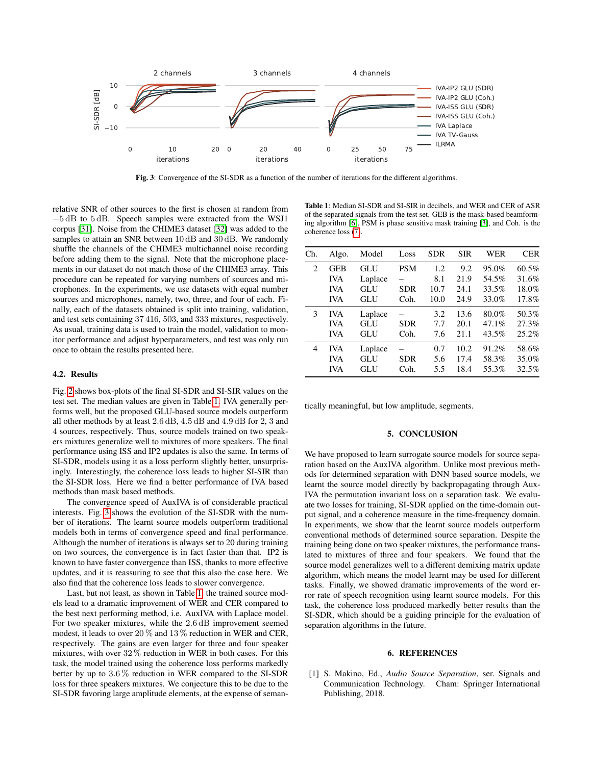Fig. 3: Convergence of the SI-SDR as a function of the number of iterations for the different algorithms.

relative SNR of other sources to the first is chosen at random from $-5$ dB to $5$ dB. Speech samples were extracted from the WSJ1 corpus [31]. Noise from the CHIME3 dataset [32] was added to the samples to attain an SNR between $10$ dB and $30$ dB. We randomly shuffle the channels of the CHIME3 multichannel noise recording before adding them to the signal. Note that the microphone placements in our dataset do not match those of the CHIME3 array. This procedure can be repeated for varying numbers of sources and microphones. In the experiments, we use datasets with equal number sources and microphones, namely, two, three, and four of each. Finally, each of the datasets obtained is split into training, validation, and test sets containing 37 416, 503, and 333 mixtures, respectively. As usual, training data is used to train the model, validation to monitor performance and adjust hyperparameters, and test was only run once to obtain the results presented here.

### 4.2. Results

Fig. 2 shows box-plots of the final SI-SDR and SI-SIR values on the test set. The median values are given in Table 1. IVA generally performs well, but the proposed GLU-based source models outperform all other methods by at least $2.6$ dB, $4.5$ dB and $4.9$ dB for 2, 3 and 4 sources, respectively. Thus, source models trained on two speakers mixtures generalize well to mixtures of more speakers. The final performance using ISS and IP2 updates is also the same. In terms of SI-SDR, models using it as a loss perform slightly better, unsurprisingly. Interestingly, the coherence loss leads to higher SI-SIR than the SI-SDR loss. Here we find a better performance of IVA based methods than mask based methods.

The convergence speed of AuxIVA is of considerable practical interests. Fig. 3 shows the evolution of the SI-SDR with the number of iterations. The learnt source models outperform traditional models both in terms of convergence speed and final performance. Although the number of iterations is always set to 20 during training on two sources, the convergence is in fact faster than that. IP2 is known to have faster convergence than ISS, thanks to more effective updates, and it is reassuring to see that this also the case here. We also find that the coherence loss leads to slower convergence.

Last, but not least, as shown in Table 1, the trained source models lead to a dramatic improvement of WER and CER compared to the best next performing method, i.e. AuxIVA with Laplace model. For two speaker mixtures, while the $2.6$ dB improvement seemed modest, it leads to over $20$ % and $13$ % reduction in WER and CER, respectively. The gains are even larger for three and four speaker mixtures, with over $32$ % reduction in WER in both cases. For this task, the model trained using the coherence loss performs markedly better by up to $3.6$ % reduction in WER compared to the SI-SDR loss for three speakers mixtures. We conjecture this to be due to the SI-SDR favoring large amplitude elements, at the expense of semantically meaningful, but low amplitude, segments.

**Table 1**: Median SI-SDR and SI-SIR in decibels, and WER and CER of ASR of the separated signals from the test set. GEB is the mask-based beamforming algorithm [6], PSM is phase sensitive mask training [3], and Coh. is the coherence loss [7].

| Ch. | Algo. | Model | Loss | SDR | SIR | WER | CER |
|---|---|---|---|---|---|---|---|
| 2 | GEB | GLU | PSM | 1.2 | 9.2 | 95.0% | 60.5% |
| | IVA | Laplace | – | 8.1 | 21.9 | 54.5% | 31.6% |
| | IVA | GLU | SDR | 10.7 | 24.1 | 33.5% | 18.0% |
| | IVA | GLU | Coh. | 10.0 | 24.9 | 33.0% | 17.8% |
| 3 | IVA | Laplace | – | 3.2 | 13.6 | 80.0% | 50.3% |
| | IVA | GLU | SDR | 7.7 | 20.1 | 47.1% | 27.3% |
| | IVA | GLU | Coh. | 7.6 | 21.1 | 43.5% | 25.2% |
| 4 | IVA | Laplace | – | 0.7 | 10.2 | 91.2% | 58.6% |
| | IVA | GLU | SDR | 5.6 | 17.4 | 58.3% | 35.0% |
| | IVA | GLU | Coh. | 5.5 | 18.4 | 55.3% | 32.5% |

## 5. CONCLUSION

We have proposed to learn surrogate source models for source separation based on the AuxIVA algorithm. Unlike most previous methods for determined separation with DNN based source models, we learnt the source model directly by backpropagating through AuxIVA the permutation invariant loss on a separation task. We evaluate two losses for training, SI-SDR applied on the time-domain output signal, and a coherence measure in the time-frequency domain. In experiments, we show that the learnt source models outperform conventional methods of determined source separation. Despite the training being done on two speaker mixtures, the performance translated to mixtures of three and four speakers. We found that the source model generalizes well to a different demixing matrix update algorithm, which means the model learnt may be used for different tasks. Finally, we showed dramatic improvements of the word error rate of speech recognition using learnt source models. For this task, the coherence loss produced markedly better results than the SI-SDR, which should be a guiding principle for the evaluation of separation algorithms in the future.

## 6. REFERENCES

[1] S. Makino, Ed., *Audio Source Separation*, ser. Signals and Communication Technology. Cham: Springer International Publishing, 2018.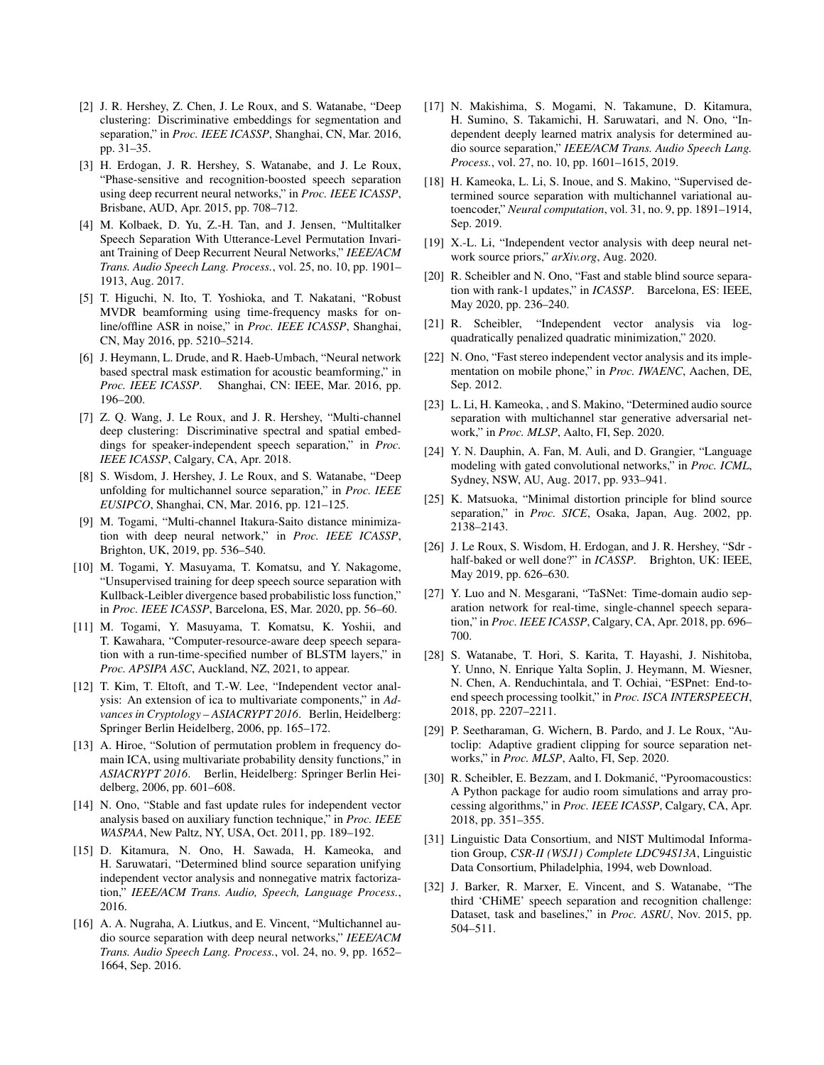[2] J. R. Hershey, Z. Chen, J. Le Roux, and S. Watanabe, "Deep clustering: Discriminative embeddings for segmentation and separation," in *Proc. IEEE ICASSP*, Shanghai, CN, Mar. 2016, pp. 31–35.

[3] H. Erdogan, J. R. Hershey, S. Watanabe, and J. Le Roux, "Phase-sensitive and recognition-boosted speech separation using deep recurrent neural networks," in *Proc. IEEE ICASSP*, Brisbane, AUD, Apr. 2015, pp. 708–712.

[4] M. Kolbaek, D. Yu, Z.-H. Tan, and J. Jensen, "Multitalker Speech Separation With Utterance-Level Permutation Invariant Training of Deep Recurrent Neural Networks," *IEEE/ACM Trans. Audio Speech Lang. Process.*, vol. 25, no. 10, pp. 1901–1913, Aug. 2017.

[5] T. Higuchi, N. Ito, T. Yoshioka, and T. Nakatani, "Robust MVDR beamforming using time-frequency masks for online/offline ASR in noise," in *Proc. IEEE ICASSP*, Shanghai, CN, May 2016, pp. 5210–5214.

[6] J. Heymann, L. Drude, and R. Haeb-Umbach, "Neural network based spectral mask estimation for acoustic beamforming," in *Proc. IEEE ICASSP*. Shanghai, CN: IEEE, Mar. 2016, pp. 196–200.

[7] Z. Q. Wang, J. Le Roux, and J. R. Hershey, "Multi-channel deep clustering: Discriminative spectral and spatial embeddings for speaker-independent speech separation," in *Proc. IEEE ICASSP*, Calgary, CA, Apr. 2018.

[8] S. Wisdom, J. Hershey, J. Le Roux, and S. Watanabe, "Deep unfolding for multichannel source separation," in *Proc. IEEE EUSIPCO*, Shanghai, CN, Mar. 2016, pp. 121–125.

[9] M. Togami, "Multi-channel Itakura-Saito distance minimization with deep neural network," in *Proc. IEEE ICASSP*, Brighton, UK, 2019, pp. 536–540.

[10] M. Togami, Y. Masuyama, T. Komatsu, and Y. Nakagome, "Unsupervised training for deep speech source separation with Kullback-Leibler divergence based probabilistic loss function," in *Proc. IEEE ICASSP*, Barcelona, ES, Mar. 2020, pp. 56–60.

[11] M. Togami, Y. Masuyama, T. Komatsu, K. Yoshii, and T. Kawahara, "Computer-resource-aware deep speech separation with a run-time-specified number of BLSTM layers," in *Proc. APSIPA ASC*, Auckland, NZ, 2021, to appear.

[12] T. Kim, T. Eltoft, and T.-W. Lee, "Independent vector analysis: An extension of ica to multivariate components," in *Advances in Cryptology – ASIACRYPT 2016*. Berlin, Heidelberg: Springer Berlin Heidelberg, 2006, pp. 165–172.

[13] A. Hiroe, "Solution of permutation problem in frequency domain ICA, using multivariate probability density functions," in *ASIACRYPT 2016*. Berlin, Heidelberg: Springer Berlin Heidelberg, 2006, pp. 601–608.

[14] N. Ono, "Stable and fast update rules for independent vector analysis based on auxiliary function technique," in *Proc. IEEE WASPAA*, New Paltz, NY, USA, Oct. 2011, pp. 189–192.

[15] D. Kitamura, N. Ono, H. Sawada, H. Kameoka, and H. Saruwatari, "Determined blind source separation unifying independent vector analysis and nonnegative matrix factorization," *IEEE/ACM Trans. Audio, Speech, Language Process.*, 2016.

[16] A. A. Nugraha, A. Liutkus, and E. Vincent, "Multichannel audio source separation with deep neural networks," *IEEE/ACM Trans. Audio Speech Lang. Process.*, vol. 24, no. 9, pp. 1652–1664, Sep. 2016.

[17] N. Makishima, S. Mogami, N. Takamune, D. Kitamura, H. Sumino, S. Takamichi, H. Saruwatari, and N. Ono, "Independent deeply learned matrix analysis for determined audio source separation," *IEEE/ACM Trans. Audio Speech Lang. Process.*, vol. 27, no. 10, pp. 1601–1615, 2019.

[18] H. Kameoka, L. Li, S. Inoue, and S. Makino, "Supervised determined source separation with multichannel variational autoencoder," *Neural computation*, vol. 31, no. 9, pp. 1891–1914, Sep. 2019.

[19] X.-L. Li, "Independent vector analysis with deep neural network source priors," *arXiv.org*, Aug. 2020.

[20] R. Scheibler and N. Ono, "Fast and stable blind source separation with rank-1 updates," in *ICASSP*. Barcelona, ES: IEEE, May 2020, pp. 236–240.

[21] R. Scheibler, "Independent vector analysis via log-quadratically penalized quadratic minimization," 2020.

[22] N. Ono, "Fast stereo independent vector analysis and its implementation on mobile phone," in *Proc. IWAENC*, Aachen, DE, Sep. 2012.

[23] L. Li, H. Kameoka, , and S. Makino, "Determined audio source separation with multichannel star generative adversarial network," in *Proc. MLSP*, Aalto, FI, Sep. 2020.

[24] Y. N. Dauphin, A. Fan, M. Auli, and D. Grangier, "Language modeling with gated convolutional networks," in *Proc. ICML*, Sydney, NSW, AU, Aug. 2017, pp. 933–941.

[25] K. Matsuoka, "Minimal distortion principle for blind source separation," in *Proc. SICE*, Osaka, Japan, Aug. 2002, pp. 2138–2143.

[26] J. Le Roux, S. Wisdom, H. Erdogan, and J. R. Hershey, "Sdr - half-baked or well done?" in *ICASSP*. Brighton, UK: IEEE, May 2019, pp. 626–630.

[27] Y. Luo and N. Mesgarani, "TaSNet: Time-domain audio separation network for real-time, single-channel speech separation," in *Proc. IEEE ICASSP*, Calgary, CA, Apr. 2018, pp. 696–700.

[28] S. Watanabe, T. Hori, S. Karita, T. Hayashi, J. Nishitoba, Y. Unno, N. Enrique Yalta Soplin, J. Heymann, M. Wiesner, N. Chen, A. Renduchintala, and T. Ochiai, "ESPnet: End-to-end speech processing toolkit," in *Proc. ISCA INTERSPEECH*, 2018, pp. 2207–2211.

[29] P. Seetharaman, G. Wichern, B. Pardo, and J. Le Roux, "Autoclip: Adaptive gradient clipping for source separation networks," in *Proc. MLSP*, Aalto, FI, Sep. 2020.

[30] R. Scheibler, E. Bezzam, and I. Dokmanić, "Pyroomacoustics: A Python package for audio room simulations and array processing algorithms," in *Proc. IEEE ICASSP*, Calgary, CA, Apr. 2018, pp. 351–355.

[31] Linguistic Data Consortium, and NIST Multimodal Information Group, *CSR-II (WSJ1) Complete LDC94S13A*, Linguistic Data Consortium, Philadelphia, 1994, web Download.

[32] J. Barker, R. Marxer, E. Vincent, and S. Watanabe, "The third 'CHiME' speech separation and recognition challenge: Dataset, task and baselines," in *Proc. ASRU*, Nov. 2015, pp. 504–511.